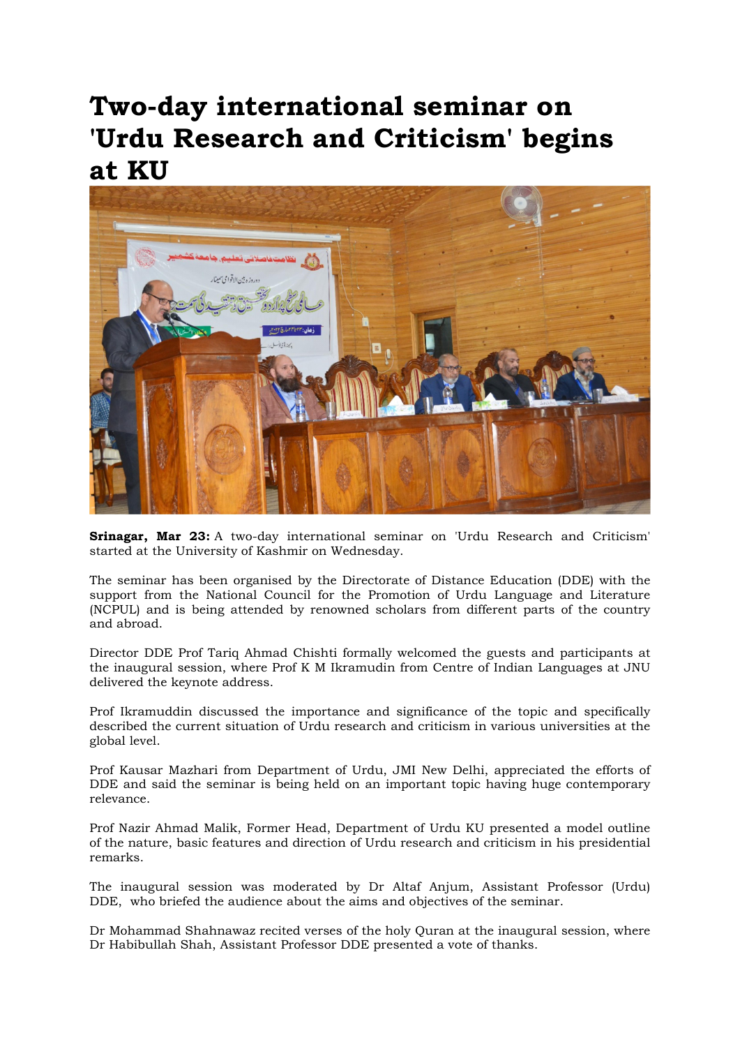# Two-day international seminar on 'Urdu Research and Criticism' begins at KU

**Srinagar, Mar 23:** A two-day international seminar on 'Urdu Research and Criticism' started at the University of Kashmir on Wednesday.

The seminar has been organised by the Directorate of Distance Education (DDE) with the support from the National Council for the Promotion of Urdu Language and Literature (NCPUL) and is being attended by renowned scholars from different parts of the country and abroad.

Director DDE Prof Tariq Ahmad Chishti formally welcomed the guests and participants at the inaugural session, where Prof K M Ikramudin from Centre of Indian Languages at JNU delivered the keynote address.

Prof Ikramuddin discussed the importance and significance of the topic and specifically described the current situation of Urdu research and criticism in various universities at the global level.

Prof Kausar Mazhari from Department of Urdu, JMI New Delhi, appreciated the efforts of DDE and said the seminar is being held on an important topic having huge contemporary relevance.

Prof Nazir Ahmad Malik, Former Head, Department of Urdu KU presented a model outline of the nature, basic features and direction of Urdu research and criticism in his presidential remarks.

The inaugural session was moderated by Dr Altaf Anjum, Assistant Professor (Urdu) DDE, who briefed the audience about the aims and objectives of the seminar.

Dr Mohammad Shahnawaz recited verses of the holy Quran at the inaugural session, where Dr Habibullah Shah, Assistant Professor DDE presented a vote of thanks.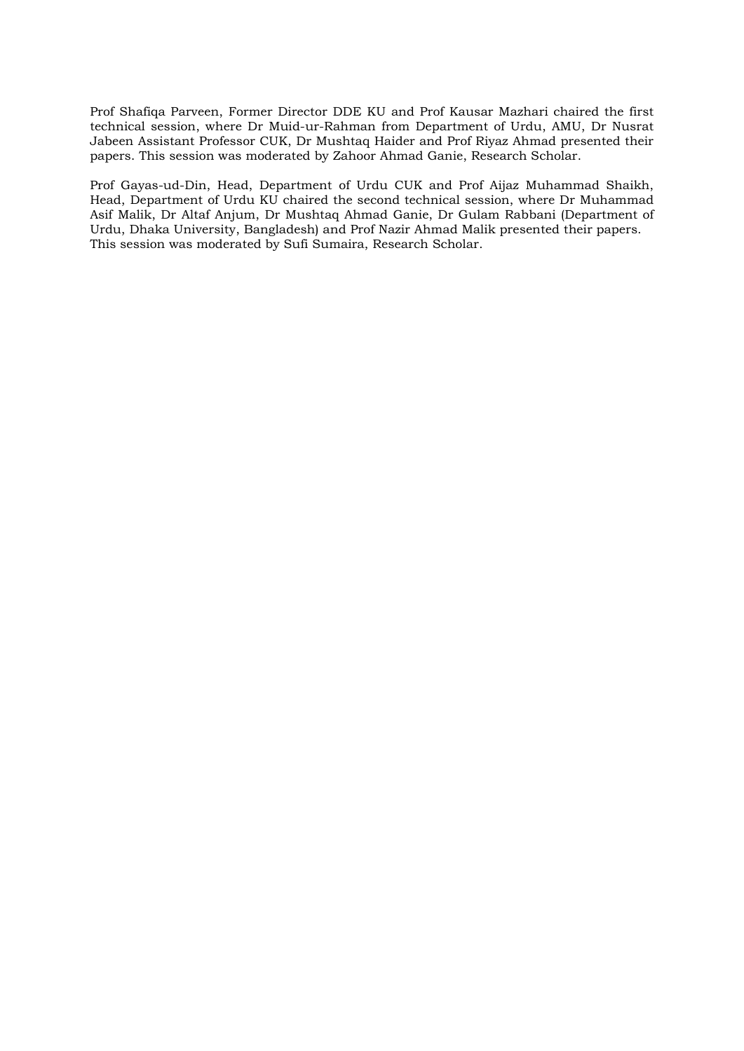Prof Shafiqa Parveen, Former Director DDE KU and Prof Kausar Mazhari chaired the first technical session, where Dr Muid-ur-Rahman from Department of Urdu, AMU, Dr Nusrat Jabeen Assistant Professor CUK, Dr Mushtaq Haider and Prof Riyaz Ahmad presented their papers. This session was moderated by Zahoor Ahmad Ganie, Research Scholar.

Prof Gayas-ud-Din, Head, Department of Urdu CUK and Prof Aijaz Muhammad Shaikh, Head, Department of Urdu KU chaired the second technical session, where Dr Muhammad Asif Malik, Dr Altaf Anjum, Dr Mushtaq Ahmad Ganie, Dr Gulam Rabbani (Department of Urdu, Dhaka University, Bangladesh) and Prof Nazir Ahmad Malik presented their papers. This session was moderated by Sufi Sumaira, Research Scholar.